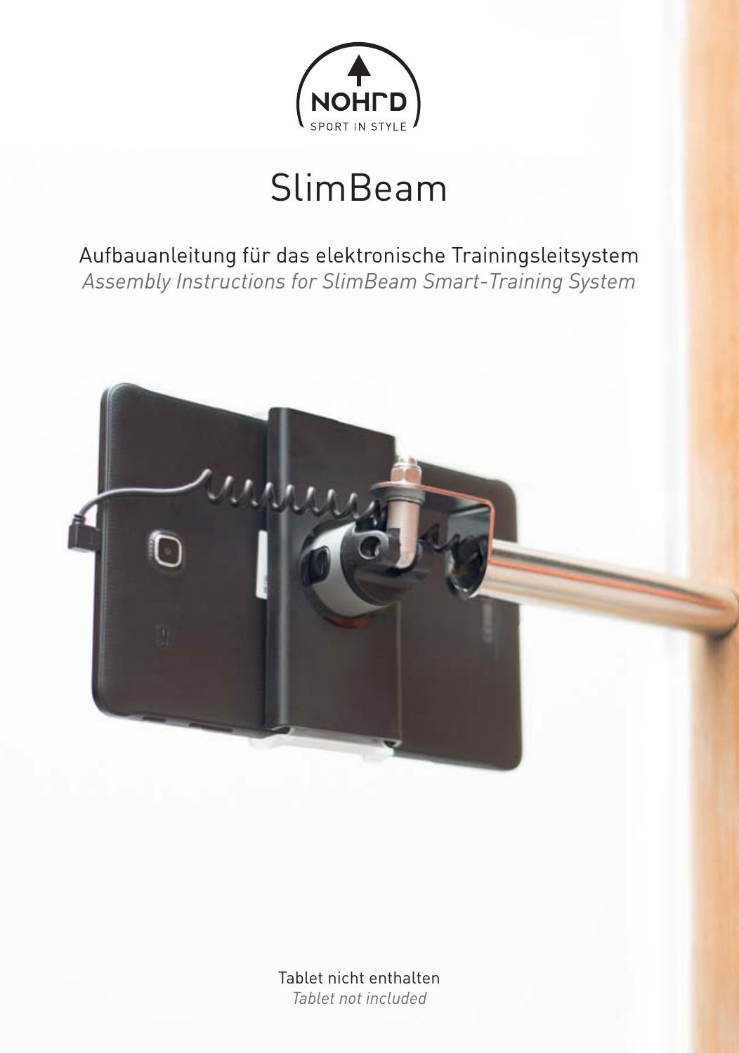NOHrD

SPORT IN STYLE

# SlimBeam

Aufbauanleitung für das elektronische Trainingsleitsystem

*Assembly Instructions for SlimBeam Smart-Training System*

Tablet nicht enthalten

*Tablet not included*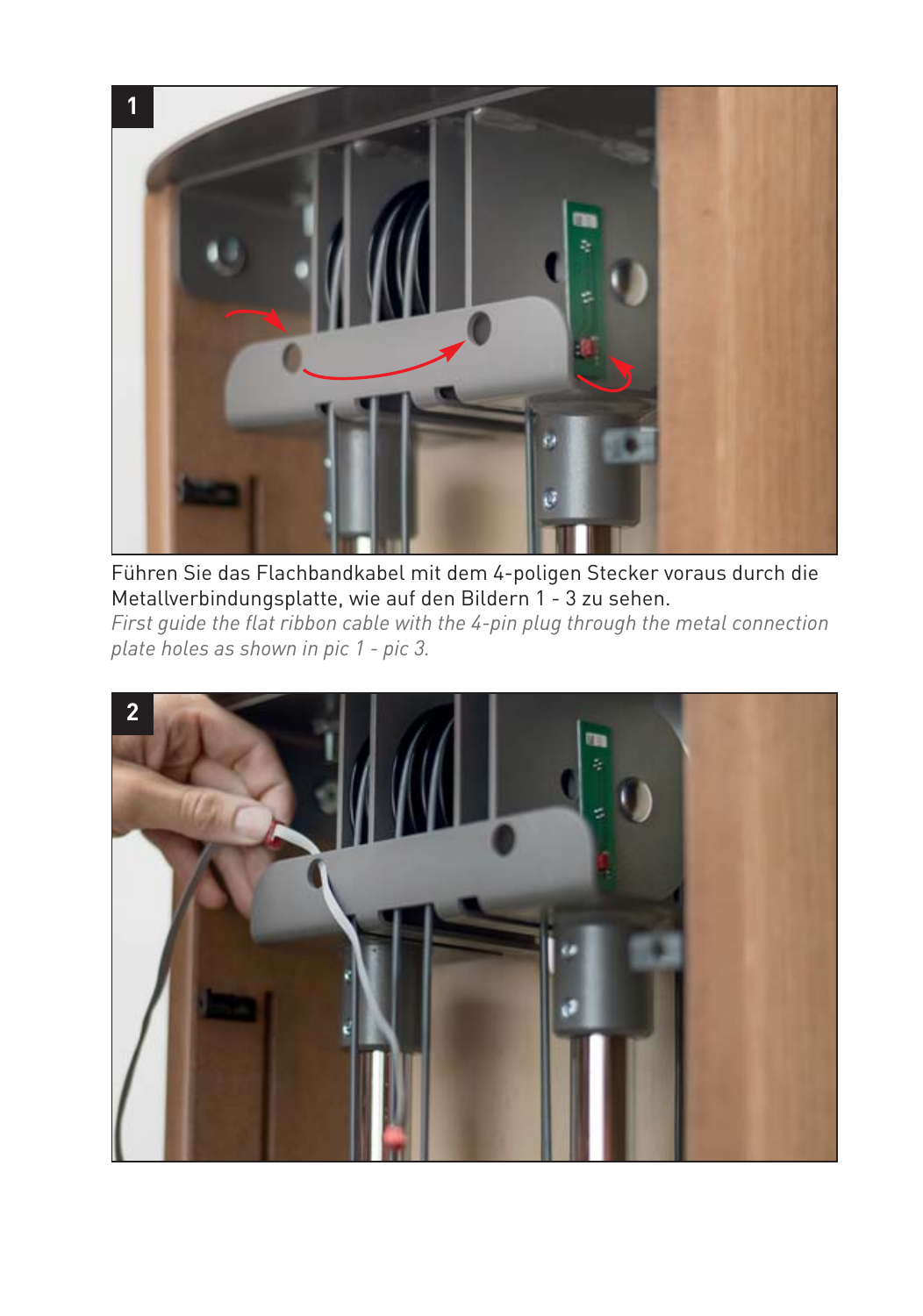Führen Sie das Flachbandkabel mit dem 4-poligen Stecker voraus durch die Metallverbindungsplatte, wie auf den Bildern 1 - 3 zu sehen.
*First guide the flat ribbon cable with the 4-pin plug through the metal connection plate holes as shown in pic 1 - pic 3.*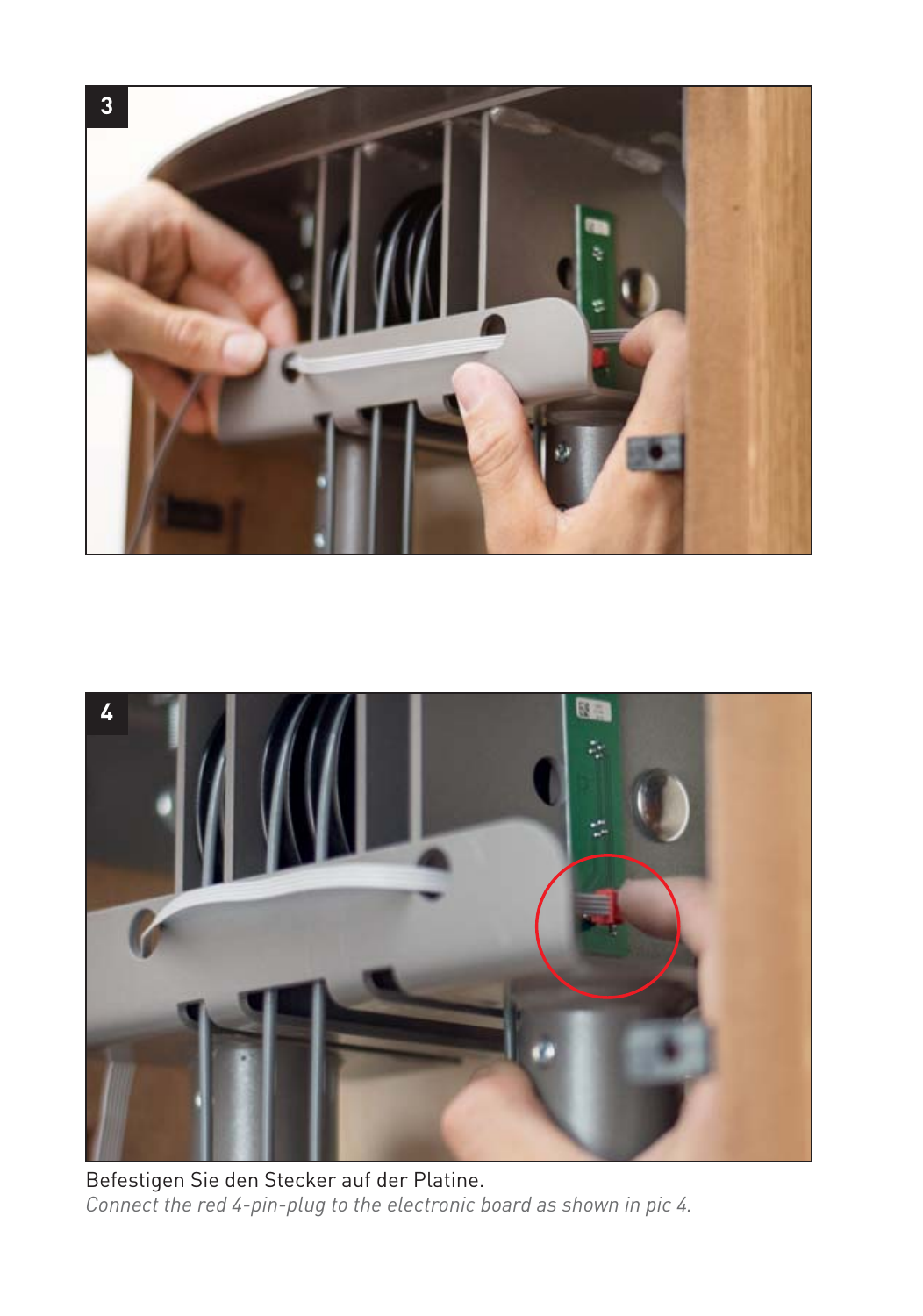Befestigen Sie den Stecker auf der Platine.

*Connect the red 4-pin-plug to the electronic board as shown in pic 4.*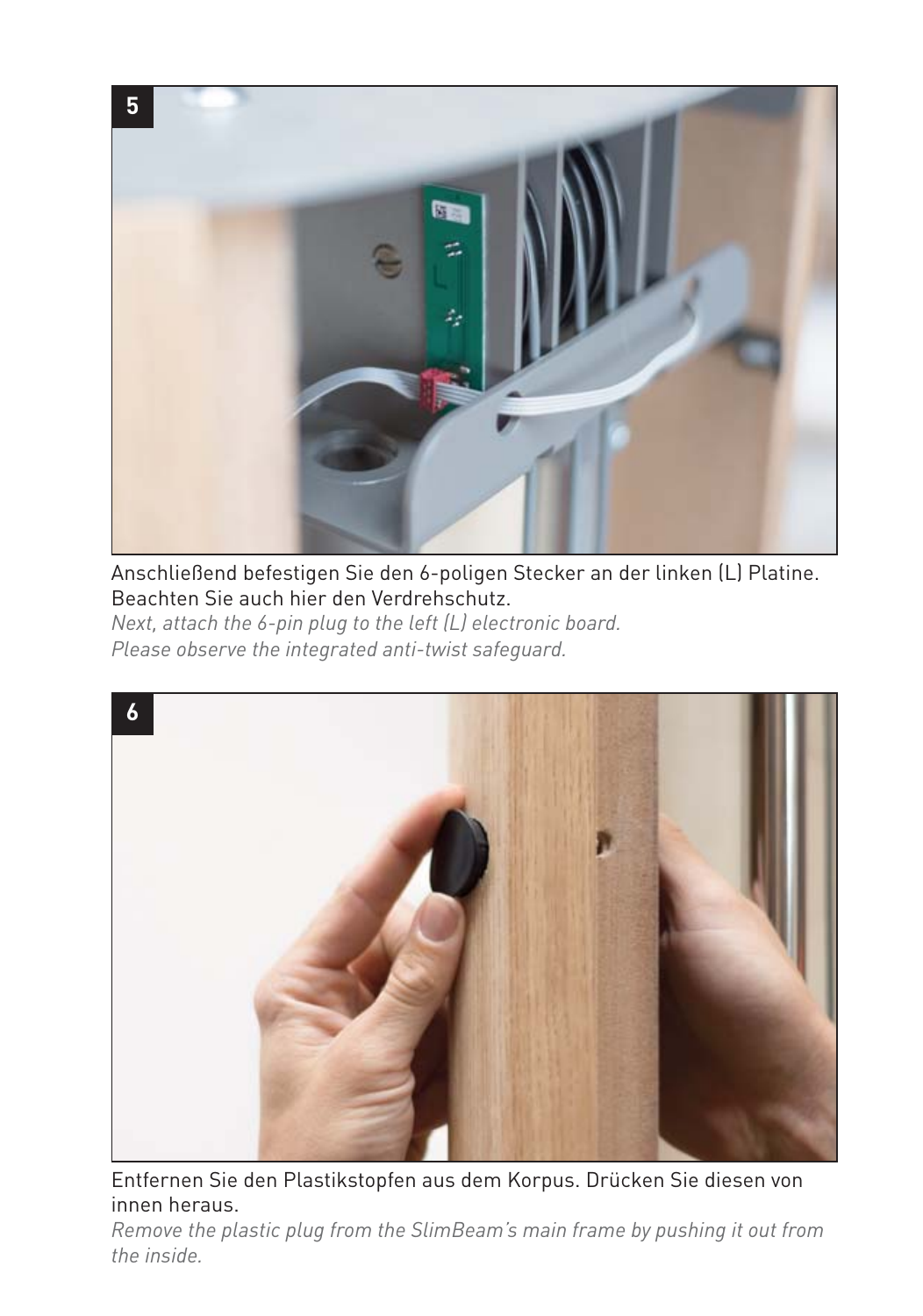**5**

Anschließend befestigen Sie den 6-poligen Stecker an der linken (L) Platine. Beachten Sie auch hier den Verdrehschutz.

*Next, attach the 6-pin plug to the left (L) electronic board. Please observe the integrated anti-twist safeguard.*

**6**

Entfernen Sie den Plastikstopfen aus dem Korpus. Drücken Sie diesen von innen heraus.

*Remove the plastic plug from the SlimBeam's main frame by pushing it out from the inside.*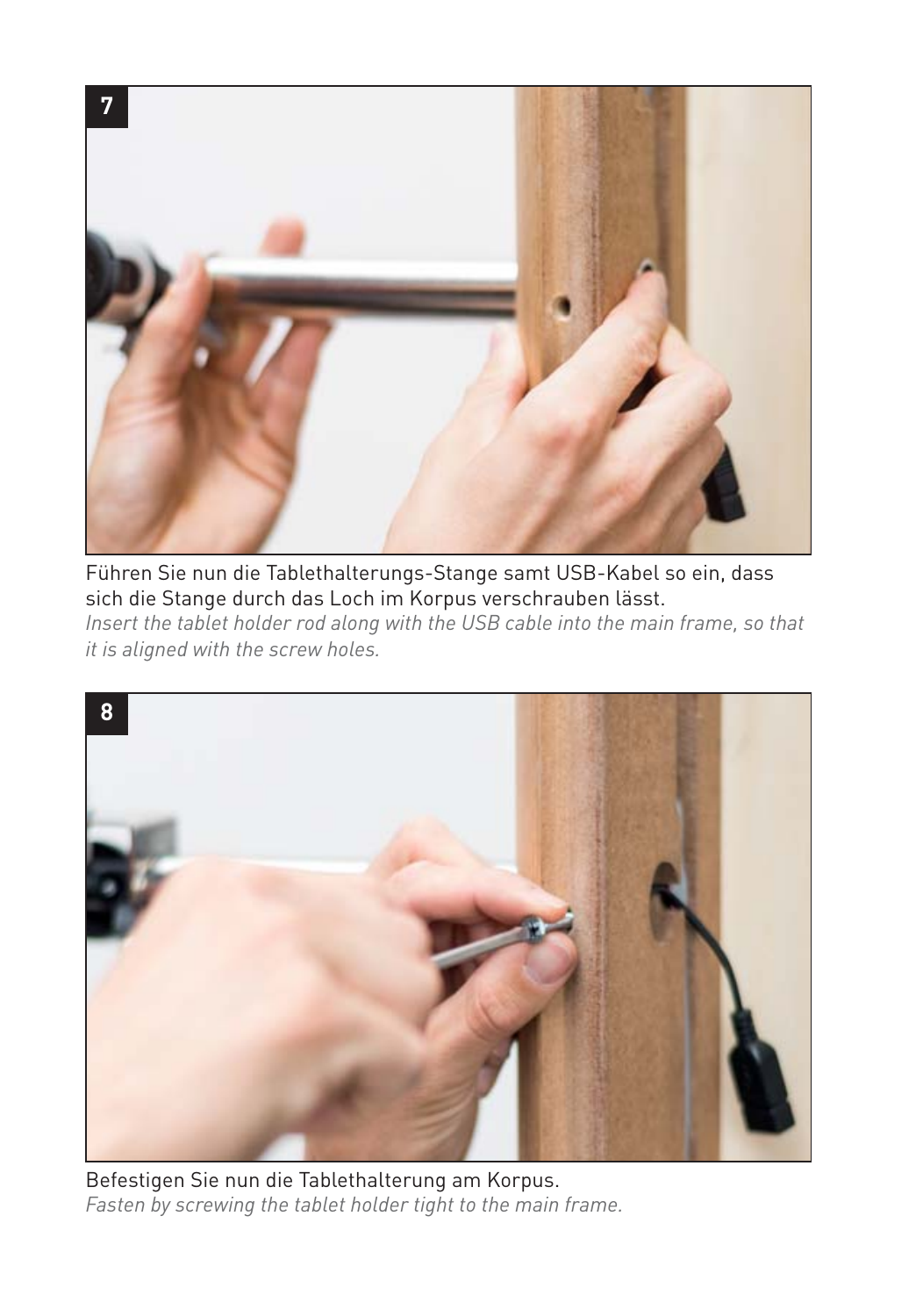**7**

Führen Sie nun die Tablethalterungs-Stange samt USB-Kabel so ein, dass sich die Stange durch das Loch im Korpus verschrauben lässt.
*Insert the tablet holder rod along with the USB cable into the main frame, so that it is aligned with the screw holes.*

**8**

Befestigen Sie nun die Tablethalterung am Korpus.
*Fasten by screwing the tablet holder tight to the main frame.*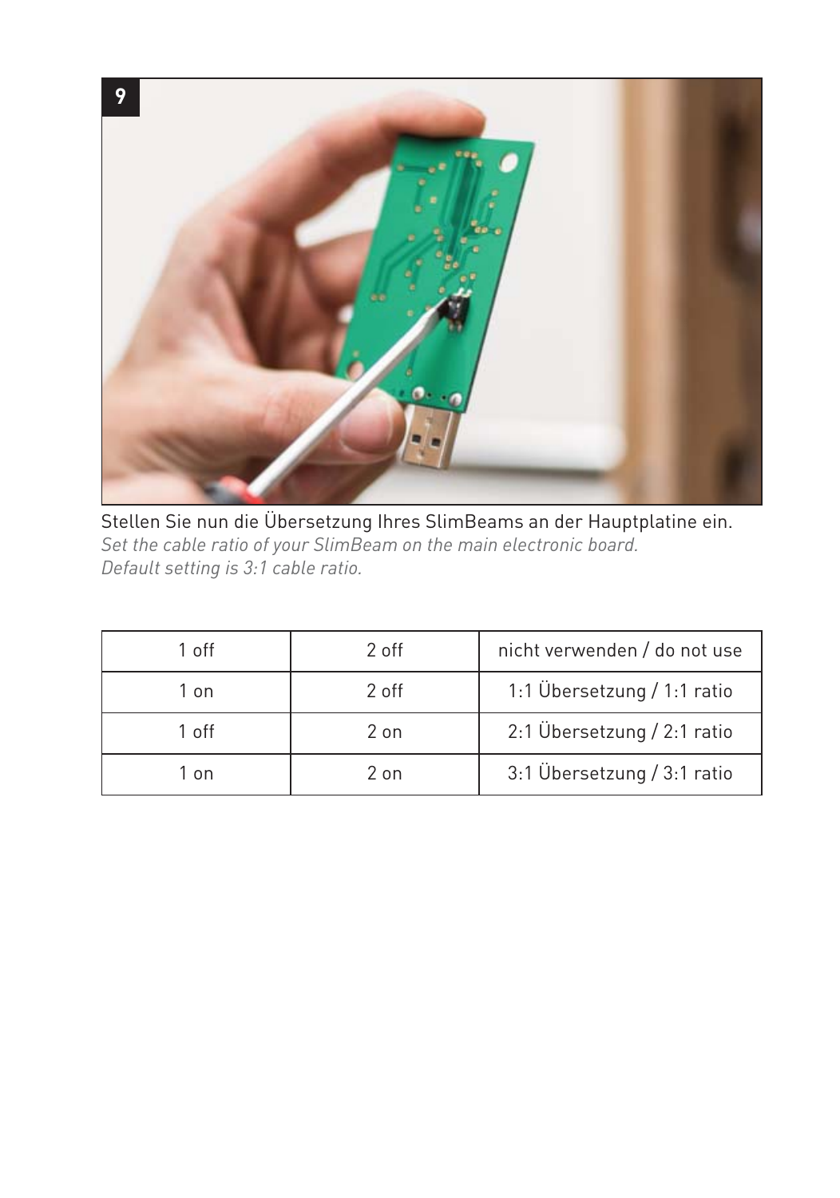Stellen Sie nun die Übersetzung Ihres SlimBeams an der Hauptplatine ein.
*Set the cable ratio of your SlimBeam on the main electronic board.*
*Default setting is 3:1 cable ratio.*

| 1 off | 2 off | nicht verwenden / do not use |
|---|---|---|
| 1 on | 2 off | 1:1 Übersetzung / 1:1 ratio |
| 1 off | 2 on | 2:1 Übersetzung / 2:1 ratio |
| 1 on | 2 on | 3:1 Übersetzung / 3:1 ratio |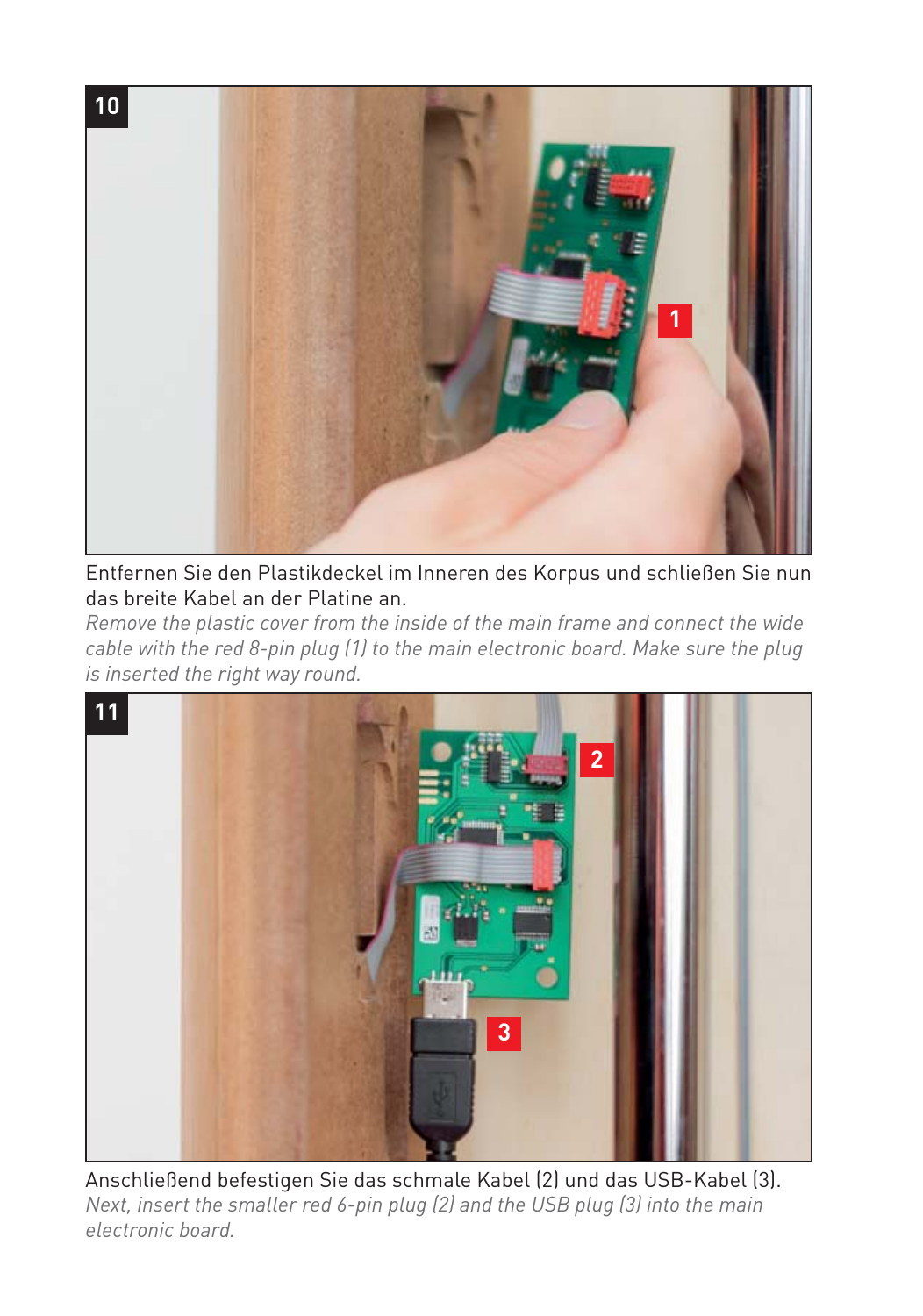**10**

Entfernen Sie den Plastikdeckel im Inneren des Korpus und schließen Sie nun das breite Kabel an der Platine an.

*Remove the plastic cover from the inside of the main frame and connect the wide cable with the red 8-pin plug (1) to the main electronic board. Make sure the plug is inserted the right way round.*

**11**

Anschließend befestigen Sie das schmale Kabel (2) und das USB-Kabel (3).

*Next, insert the smaller red 6-pin plug (2) and the USB plug (3) into the main electronic board.*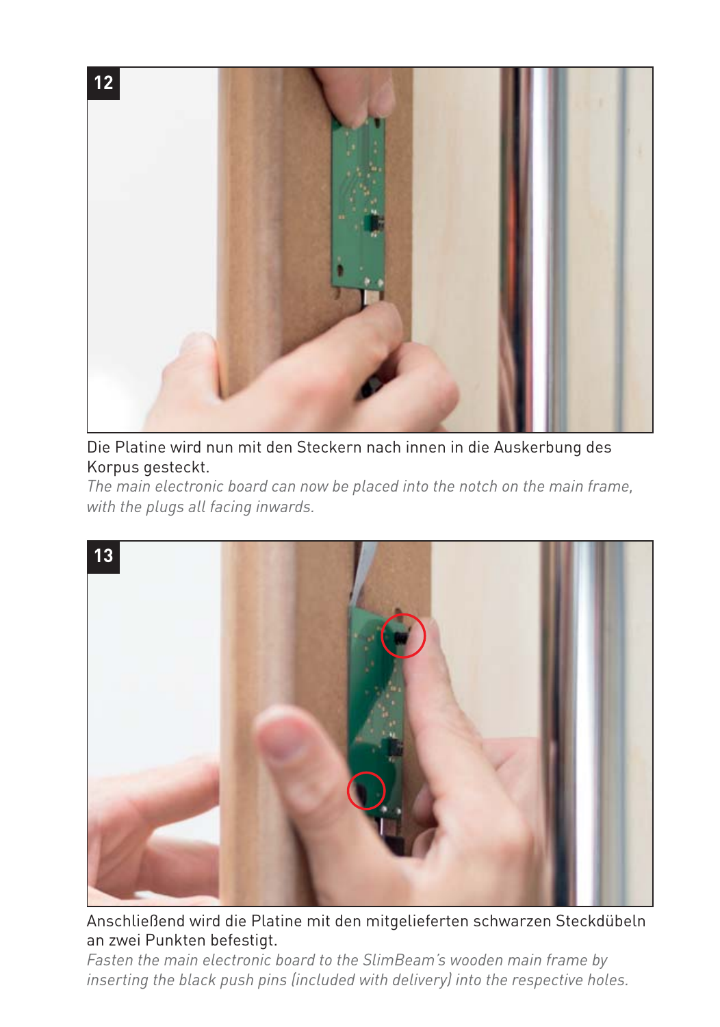Die Platine wird nun mit den Steckern nach innen in die Auskerbung des Korpus gesteckt.
*The main electronic board can now be placed into the notch on the main frame, with the plugs all facing inwards.*

Anschließend wird die Platine mit den mitgelieferten schwarzen Steckdübeln an zwei Punkten befestigt.
*Fasten the main electronic board to the SlimBeam's wooden main frame by inserting the black push pins (included with delivery) into the respective holes.*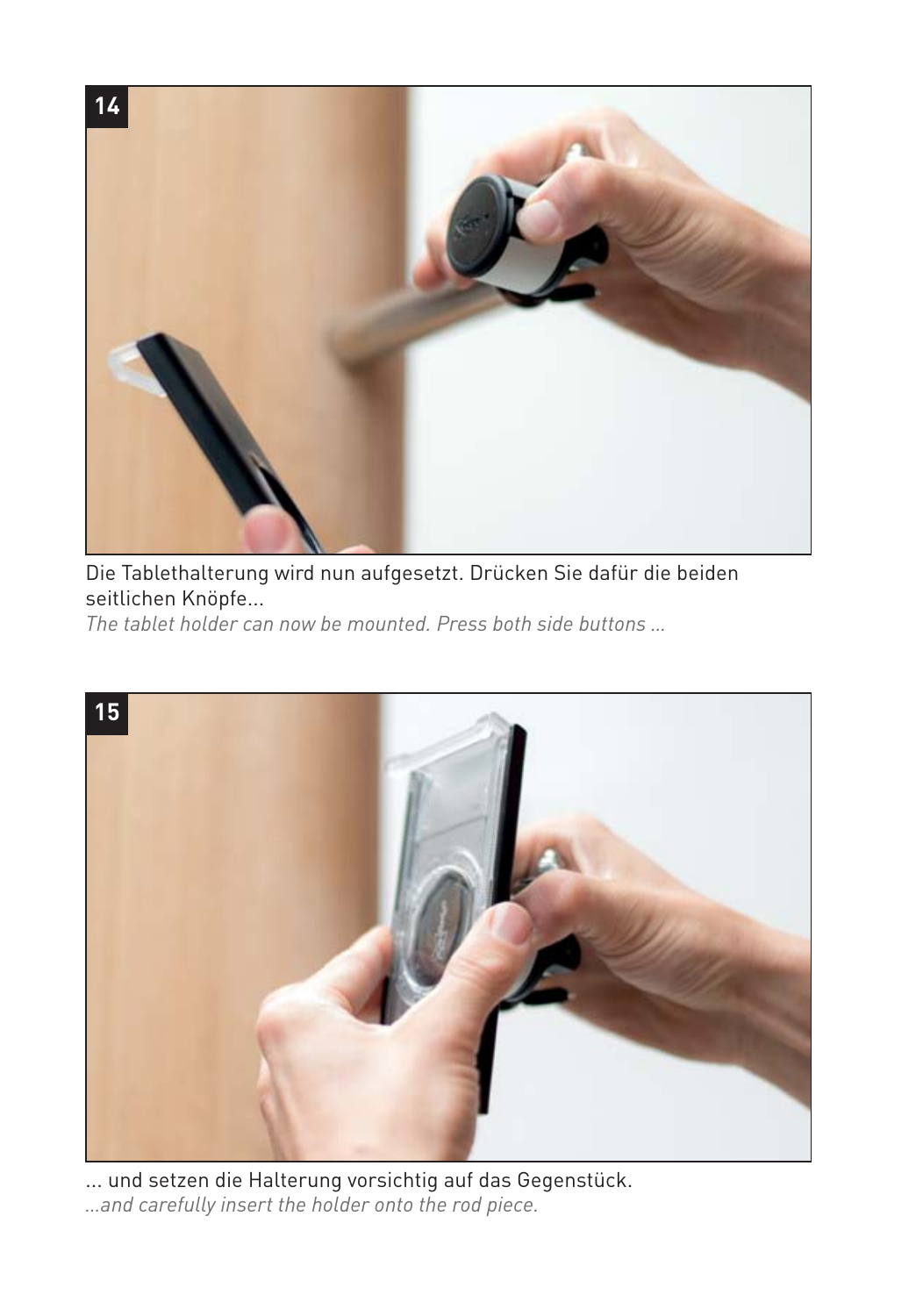**14**

Die Tablethalterung wird nun aufgesetzt. Drücken Sie dafür die beiden seitlichen Knöpfe...

*The tablet holder can now be mounted. Press both side buttons ...*

**15**

... und setzen die Halterung vorsichtig auf das Gegenstück.

*...and carefully insert the holder onto the rod piece.*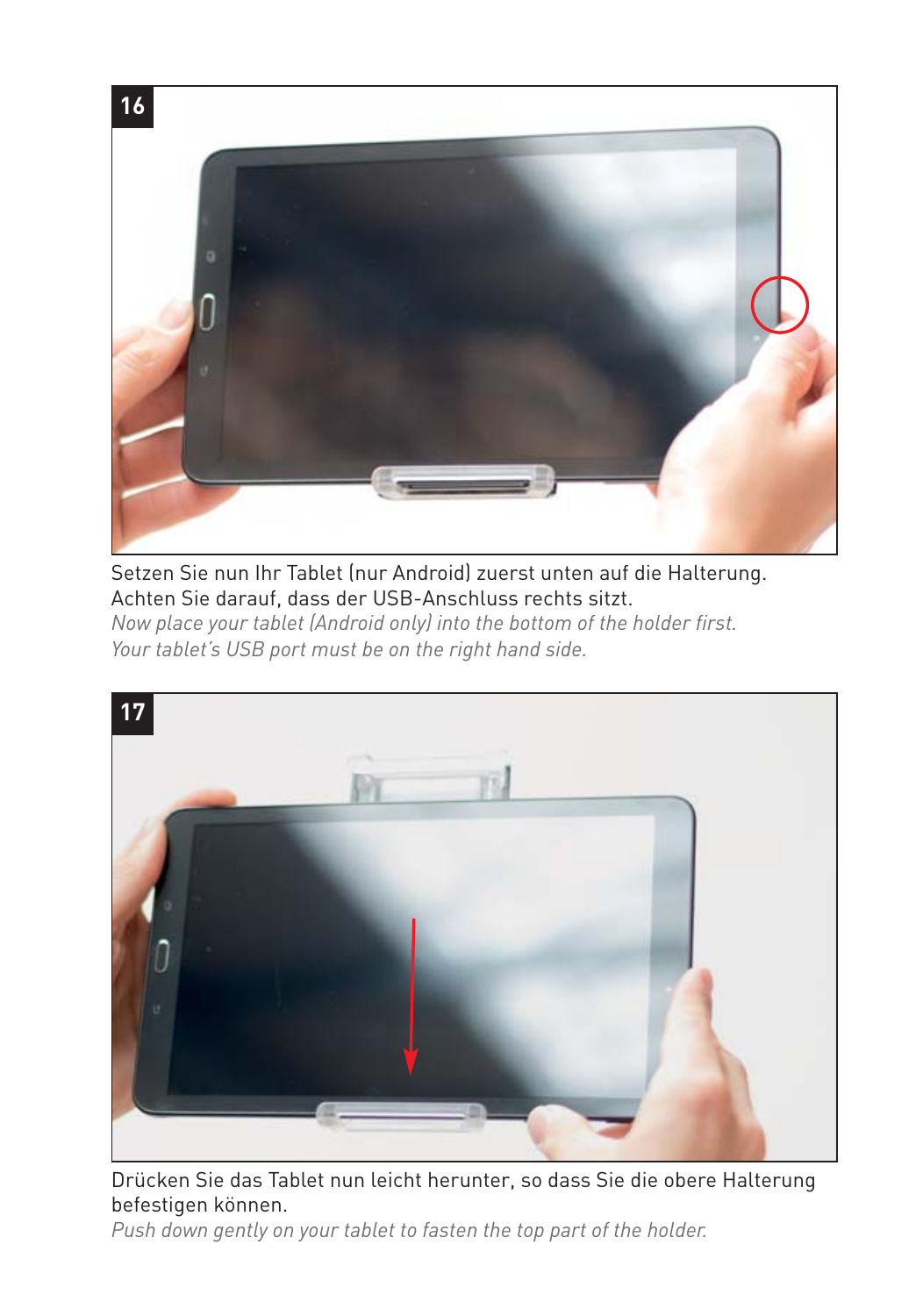**16**

Setzen Sie nun Ihr Tablet (nur Android) zuerst unten auf die Halterung. Achten Sie darauf, dass der USB-Anschluss rechts sitzt.

*Now place your tablet (Android only) into the bottom of the holder first. Your tablet's USB port must be on the right hand side.*

**17**

Drücken Sie das Tablet nun leicht herunter, so dass Sie die obere Halterung befestigen können.

*Push down gently on your tablet to fasten the top part of the holder.*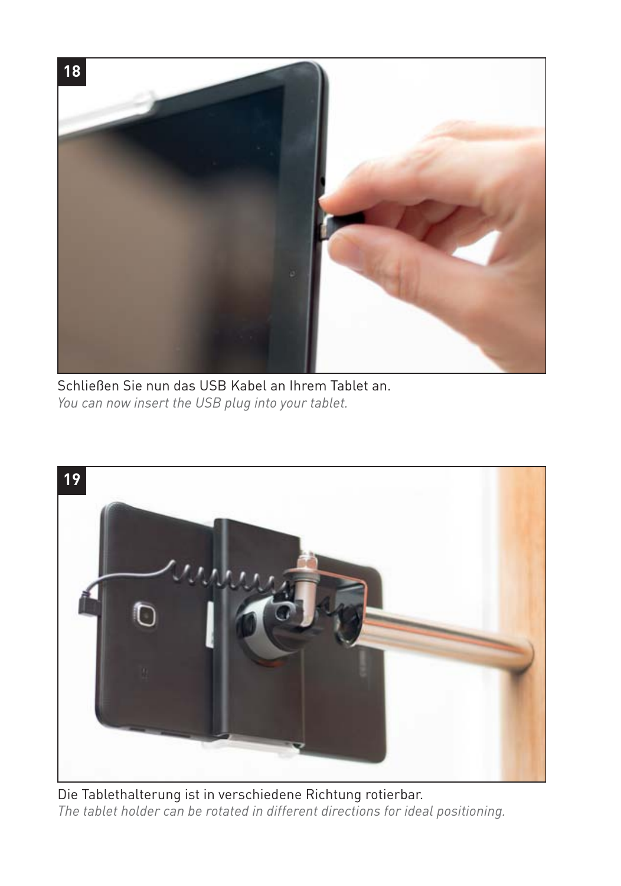**18**

Schließen Sie nun das USB Kabel an Ihrem Tablet an.
*You can now insert the USB plug into your tablet.*

**19**

Die Tablethalterung ist in verschiedene Richtung rotierbar.
*The tablet holder can be rotated in different directions for ideal positioning.*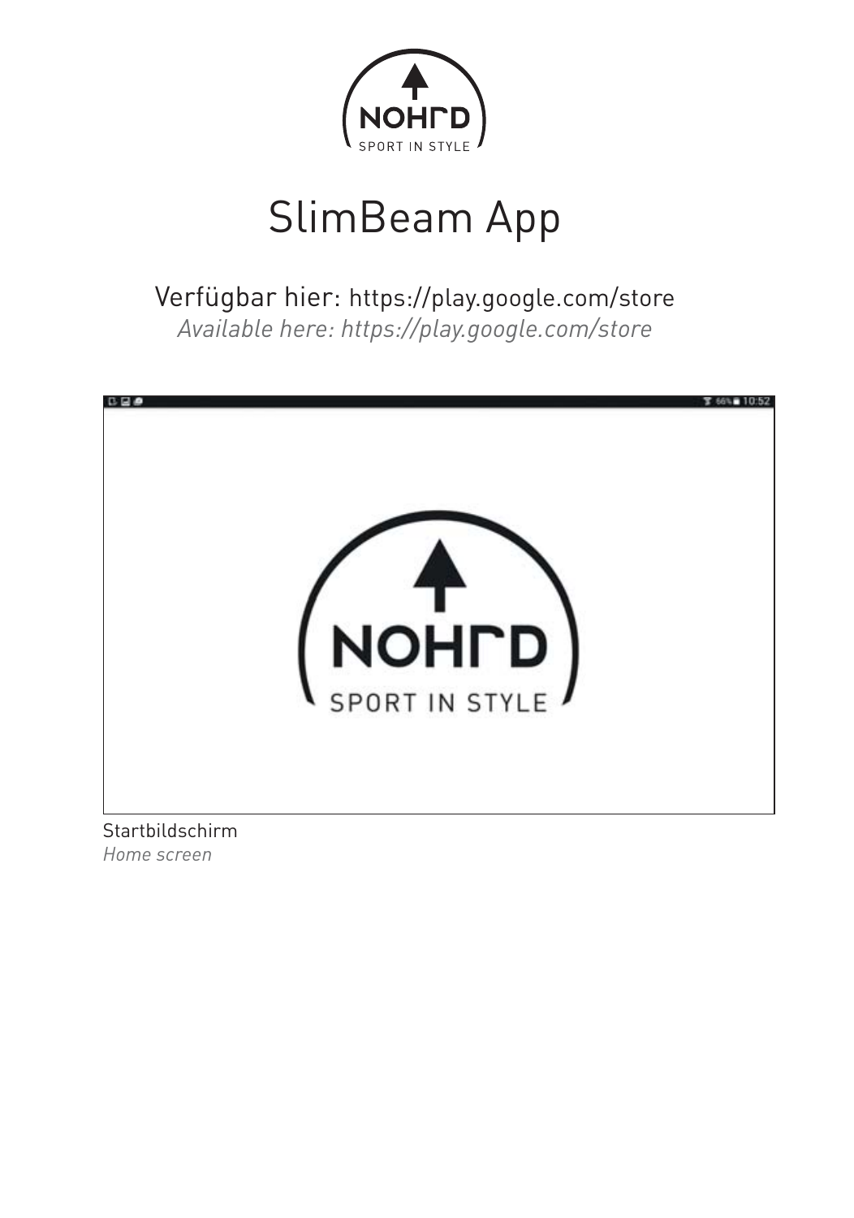# SlimBeam App

Verfügbar hier: https://play.google.com/store

*Available here: https://play.google.com/store*

Startbildschirm

*Home screen*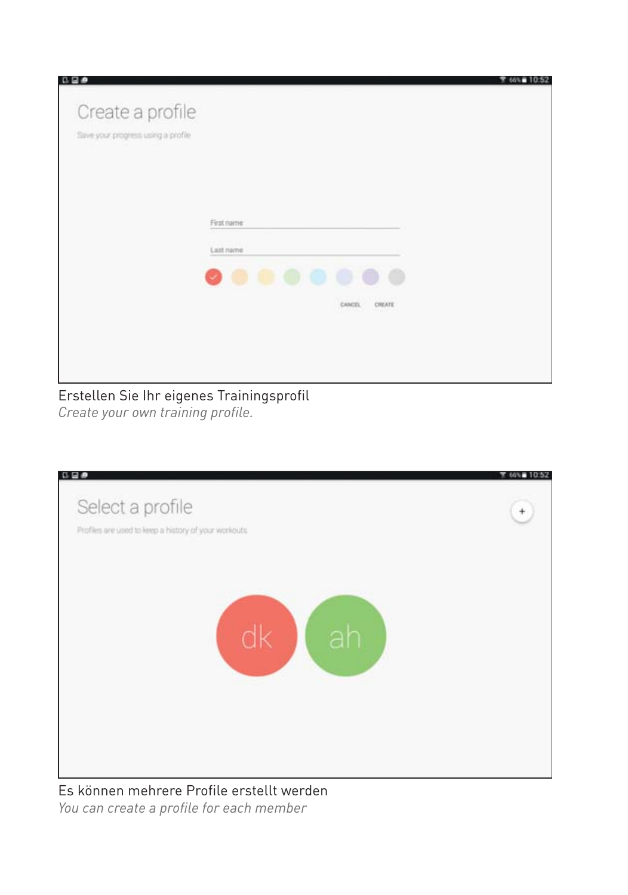Erstellen Sie Ihr eigenes Trainingsprofil

*Create your own training profile.*

Es können mehrere Profile erstellt werden

*You can create a profile for each member*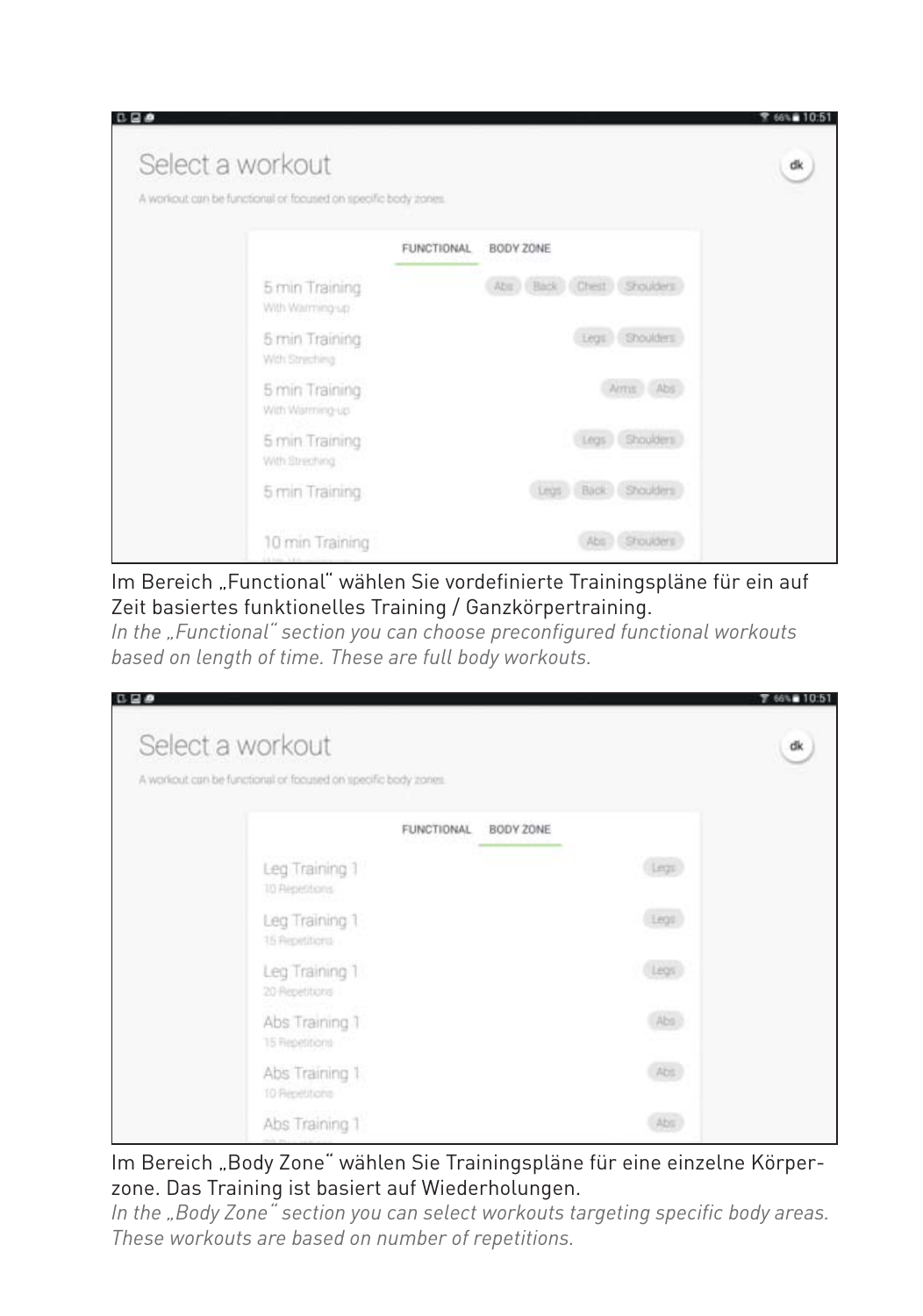Im Bereich „Functional“ wählen Sie vordefinierte Trainingspläne für ein auf Zeit basiertes funktionelles Training / Ganzkörpertraining.

*In the „Functional“ section you can choose preconfigured functional workouts based on length of time. These are full body workouts.*

Im Bereich „Body Zone“ wählen Sie Trainingspläne für eine einzelne Körperzone. Das Training ist basiert auf Wiederholungen.

*In the „Body Zone“ section you can select workouts targeting specific body areas. These workouts are based on number of repetitions.*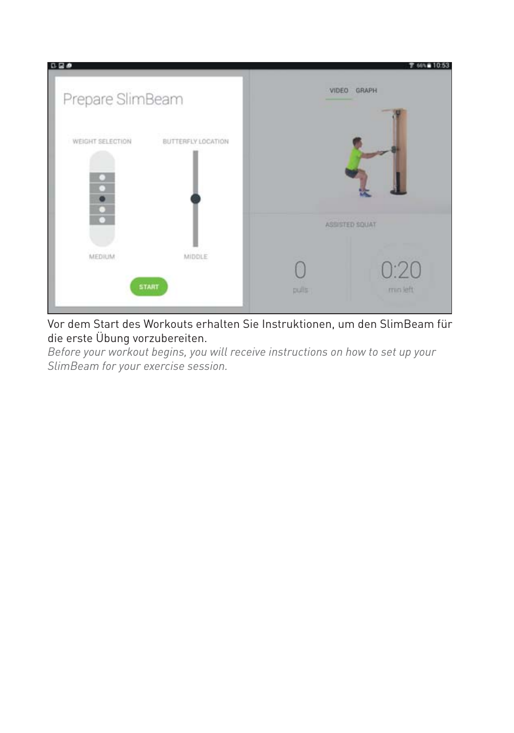Vor dem Start des Workouts erhalten Sie Instruktionen, um den SlimBeam für die erste Übung vorzubereiten.

*Before your workout begins, you will receive instructions on how to set up your SlimBeam for your exercise session.*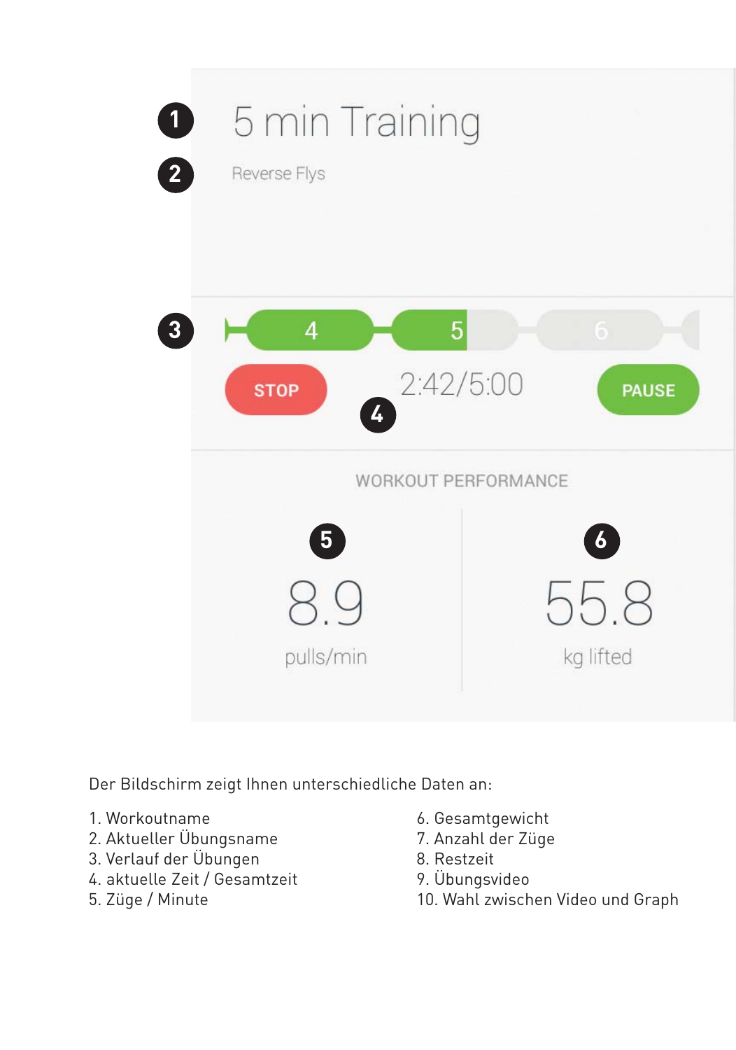1 5 min Training

2 Reverse Flys

3 4 5 6

STOP 2:42/5:00 PAUSE

4

WORKOUT PERFORMANCE

5 8.9 pulls/min

6 55.8 kg lifted

Der Bildschirm zeigt Ihnen unterschiedliche Daten an:

1. Workoutname
2. Aktueller Übungsname
3. Verlauf der Übungen
4. aktuelle Zeit / Gesamtzeit
5. Züge / Minute
6. Gesamtgewicht
7. Anzahl der Züge
8. Restzeit
9. Übungsvideo
10. Wahl zwischen Video und Graph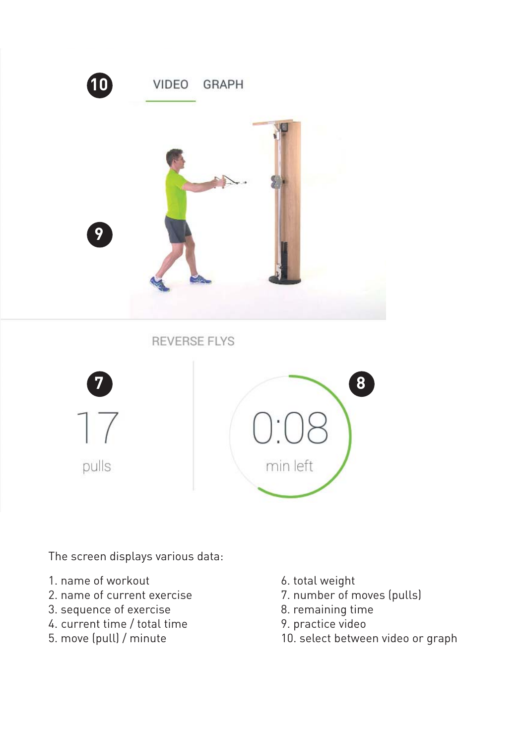10 VIDEO GRAPH

9

REVERSE FLYS

7

17

pulls

8

0:08

min left

The screen displays various data:

1. name of workout
2. name of current exercise
3. sequence of exercise
4. current time / total time
5. move (pull) / minute
6. total weight
7. number of moves (pulls)
8. remaining time
9. practice video
10. select between video or graph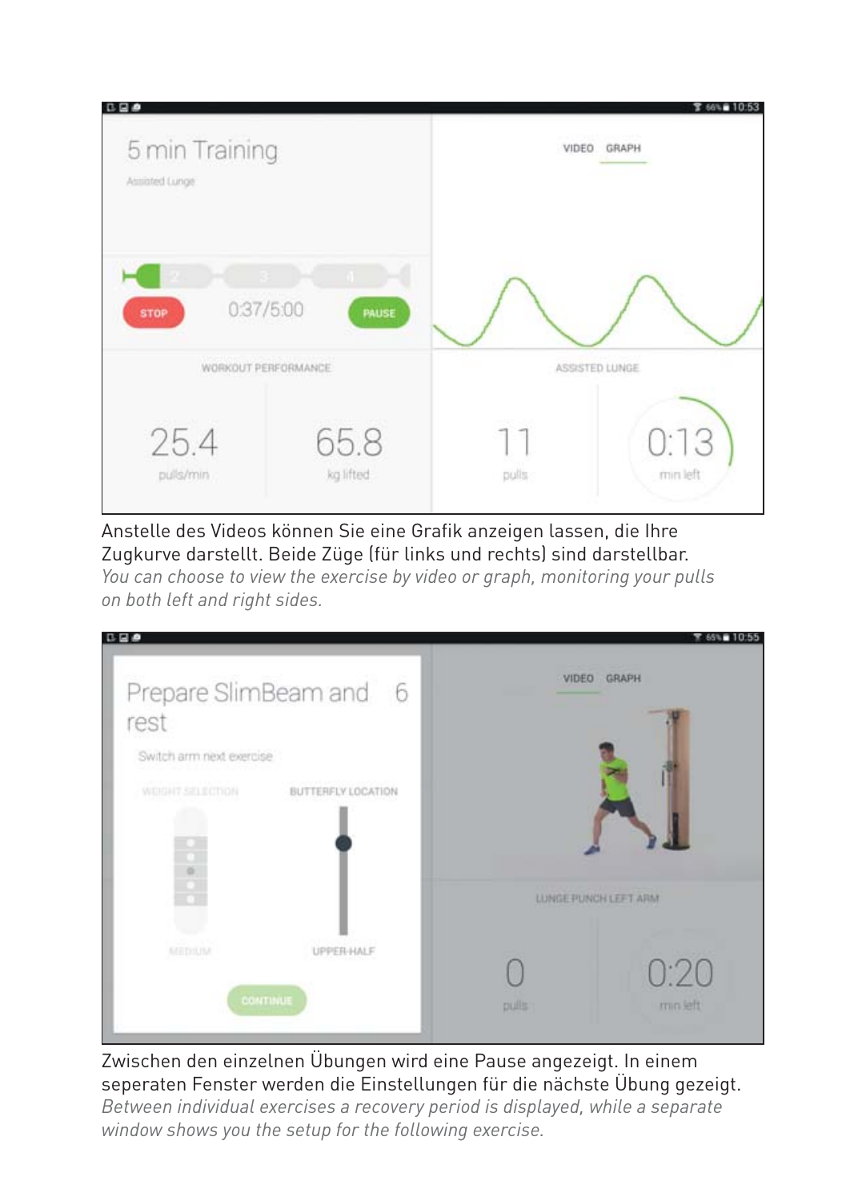Anstelle des Videos können Sie eine Grafik anzeigen lassen, die Ihre Zugkurve darstellt. Beide Züge (für links und rechts) sind darstellbar.

*You can choose to view the exercise by video or graph, monitoring your pulls on both left and right sides.*

Zwischen den einzelnen Übungen wird eine Pause angezeigt. In einem seperaten Fenster werden die Einstellungen für die nächste Übung gezeigt.

*Between individual exercises a recovery period is displayed, while a separate window shows you the setup for the following exercise.*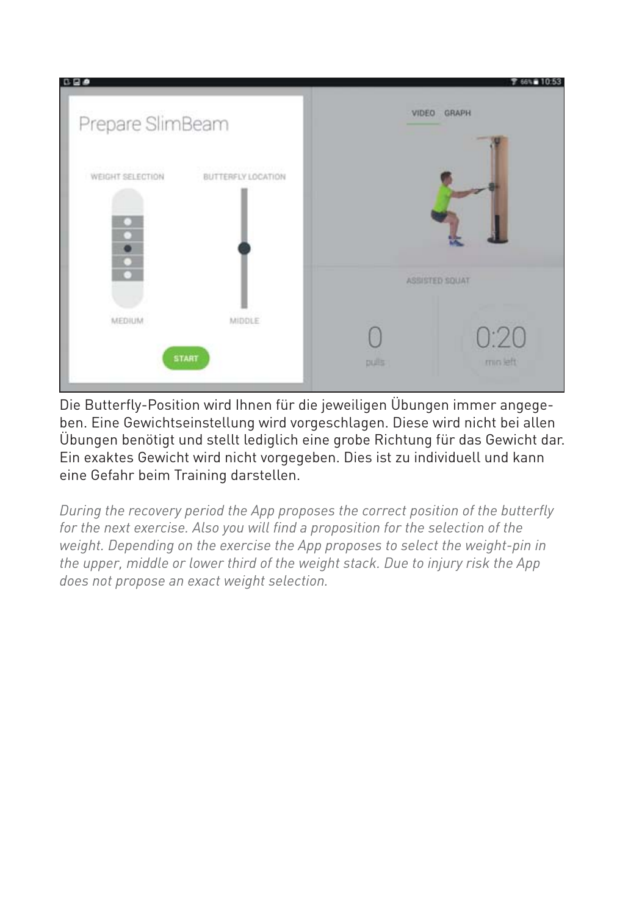Die Butterfly-Position wird Ihnen für die jeweiligen Übungen immer angegeben. Eine Gewichtseinstellung wird vorgeschlagen. Diese wird nicht bei allen Übungen benötigt und stellt lediglich eine grobe Richtung für das Gewicht dar. Ein exaktes Gewicht wird nicht vorgegeben. Dies ist zu individuell und kann eine Gefahr beim Training darstellen.

*During the recovery period the App proposes the correct position of the butterfly for the next exercise. Also you will find a proposition for the selection of the weight. Depending on the exercise the App proposes to select the weight-pin in the upper, middle or lower third of the weight stack. Due to injury risk the App does not propose an exact weight selection.*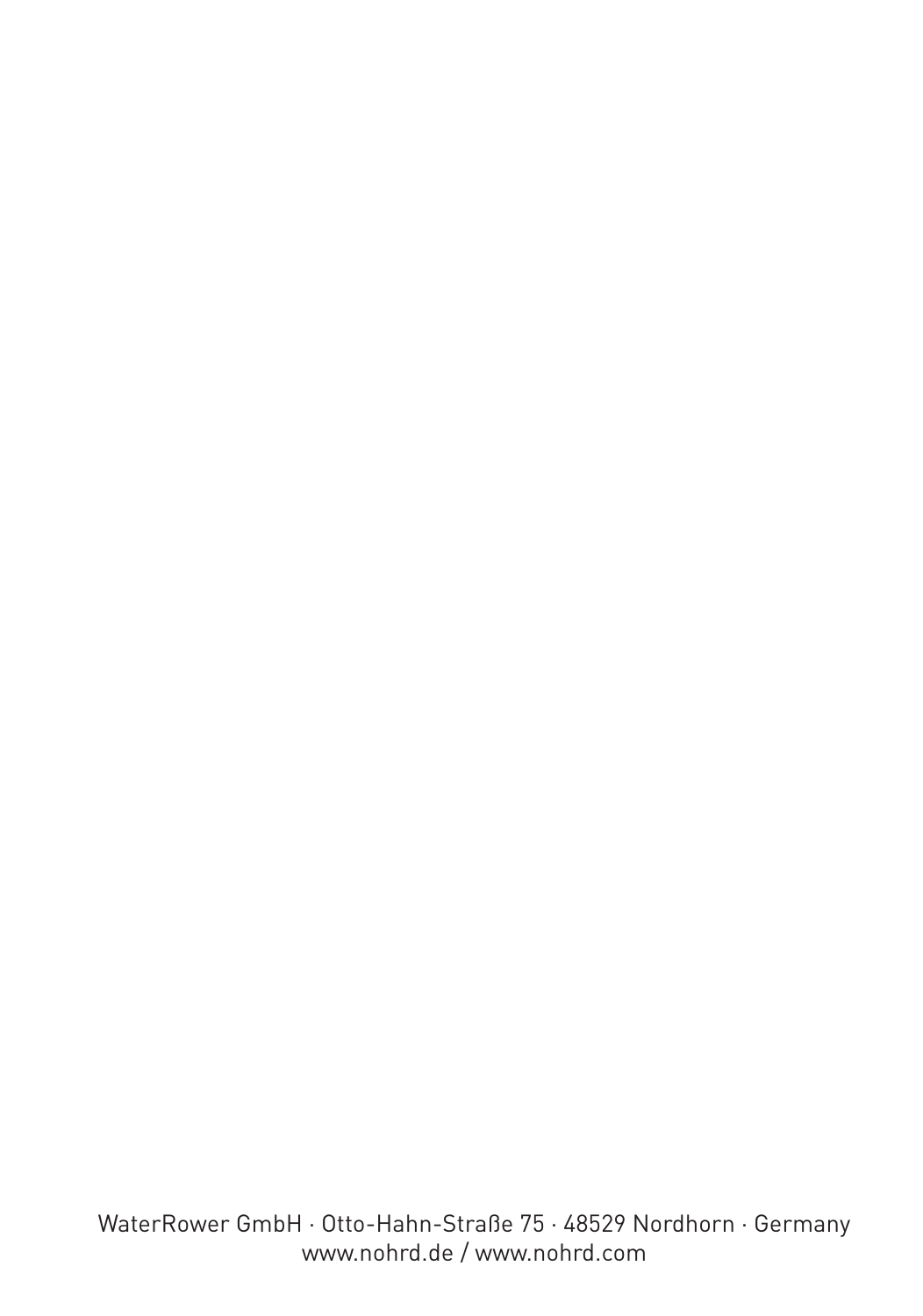WaterRower GmbH · Otto-Hahn-Straße 75 · 48529 Nordhorn · Germany
www.nohrd.de / www.nohrd.com